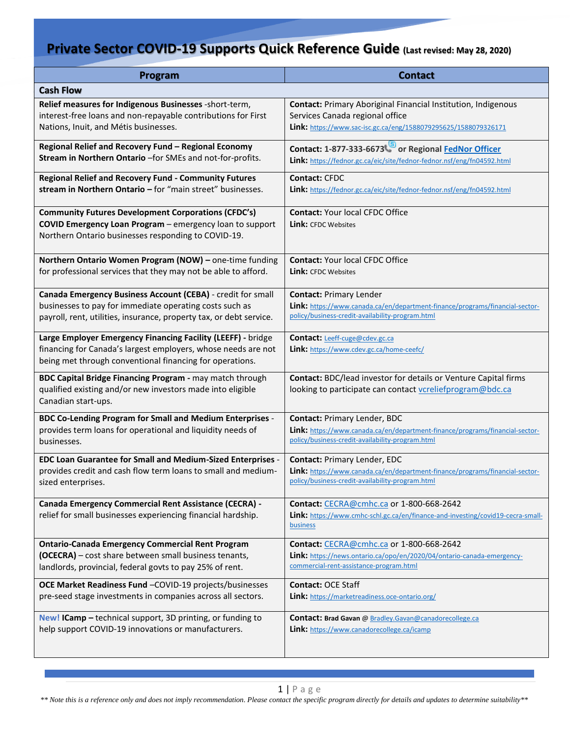# Private Sector COVID-19 Supports Quick Reference Guide (Last revised: May 28, 2020)

| Program | Contact |
|---|---|
| **Cash Flow** | |
| **Relief measures for Indigenous Businesses** -short-term, interest-free loans and non-repayable contributions for First Nations, Inuit, and Métis businesses. | **Contact:** Primary Aboriginal Financial Institution, Indigenous Services Canada regional office<br>**Link:** https://www.sac-isc.gc.ca/eng/1588079295625/1588079326171 |
| **Regional Relief and Recovery Fund – Regional Economy Stream in Northern Ontario** –for SMEs and not-for-profits. | **Contact: 1-877-333-6673 or Regional FedNor Officer**<br>**Link:** https://fednor.gc.ca/eic/site/fednor-fednor.nsf/eng/fn04592.html |
| **Regional Relief and Recovery Fund - Community Futures stream in Northern Ontario –** for "main street" businesses. | **Contact:** CFDC<br>**Link:** https://fednor.gc.ca/eic/site/fednor-fednor.nsf/eng/fn04592.html |
| **Community Futures Development Corporations (CFDC's) COVID Emergency Loan Program** – emergency loan to support Northern Ontario businesses responding to COVID-19. | **Contact:** Your local CFDC Office<br>**Link:** CFDC Websites |
| **Northern Ontario Women Program (NOW) –** one-time funding for professional services that they may not be able to afford. | **Contact:** Your local CFDC Office<br>**Link:** CFDC Websites |
| **Canada Emergency Business Account (CEBA)** - credit for small businesses to pay for immediate operating costs such as payroll, rent, utilities, insurance, property tax, or debt service. | **Contact:** Primary Lender<br>**Link:** https://www.canada.ca/en/department-finance/programs/financial-sector-policy/business-credit-availability-program.html |
| **Large Employer Emergency Financing Facility (LEEFF) -** bridge financing for Canada's largest employers, whose needs are not being met through conventional financing for operations. | **Contact:** Leeff-cuge@cdev.gc.ca<br>**Link:** https://www.cdev.gc.ca/home-ceefc/ |
| **BDC Capital Bridge Financing Program -** may match through qualified existing and/or new investors made into eligible Canadian start-ups. | **Contact:** BDC/lead investor for details or Venture Capital firms looking to participate can contact vcreliefprogram@bdc.ca |
| **BDC Co-Lending Program for Small and Medium Enterprises** - provides term loans for operational and liquidity needs of businesses. | **Contact:** Primary Lender, BDC<br>**Link:** https://www.canada.ca/en/department-finance/programs/financial-sector-policy/business-credit-availability-program.html |
| **EDC Loan Guarantee for Small and Medium-Sized Enterprises** - provides credit and cash flow term loans to small and medium-sized enterprises. | **Contact:** Primary Lender, EDC<br>**Link:** https://www.canada.ca/en/department-finance/programs/financial-sector-policy/business-credit-availability-program.html |
| **Canada Emergency Commercial Rent Assistance (CECRA)** - relief for small businesses experiencing financial hardship. | **Contact:** CECRA@cmhc.ca or 1-800-668-2642<br>**Link:** https://www.cmhc-schl.gc.ca/en/finance-and-investing/covid19-cecra-small-business |
| **Ontario-Canada Emergency Commercial Rent Program (OCECRA)** – cost share between small business tenants, landlords, provincial, federal govts to pay 25% of rent. | **Contact:** CECRA@cmhc.ca or 1-800-668-2642<br>**Link:** https://news.ontario.ca/opo/en/2020/04/ontario-canada-emergency-commercial-rent-assistance-program.html |
| **OCE Market Readiness Fund** –COVID-19 projects/businesses pre-seed stage investments in companies across all sectors. | **Contact:** OCE Staff<br>**Link:** https://marketreadiness.oce-ontario.org/ |
| **New! ICamp –** technical support, 3D printing, or funding to help support COVID-19 innovations or manufacturers. | **Contact:** Brad Gavan @ Bradley.Gavan@canadorecollege.ca<br>**Link:** https://www.canadorecollege.ca/icamp |

*\*\* Note this is a reference only and does not imply recommendation. Please contact the specific program directly for details and updates to determine suitability\*\**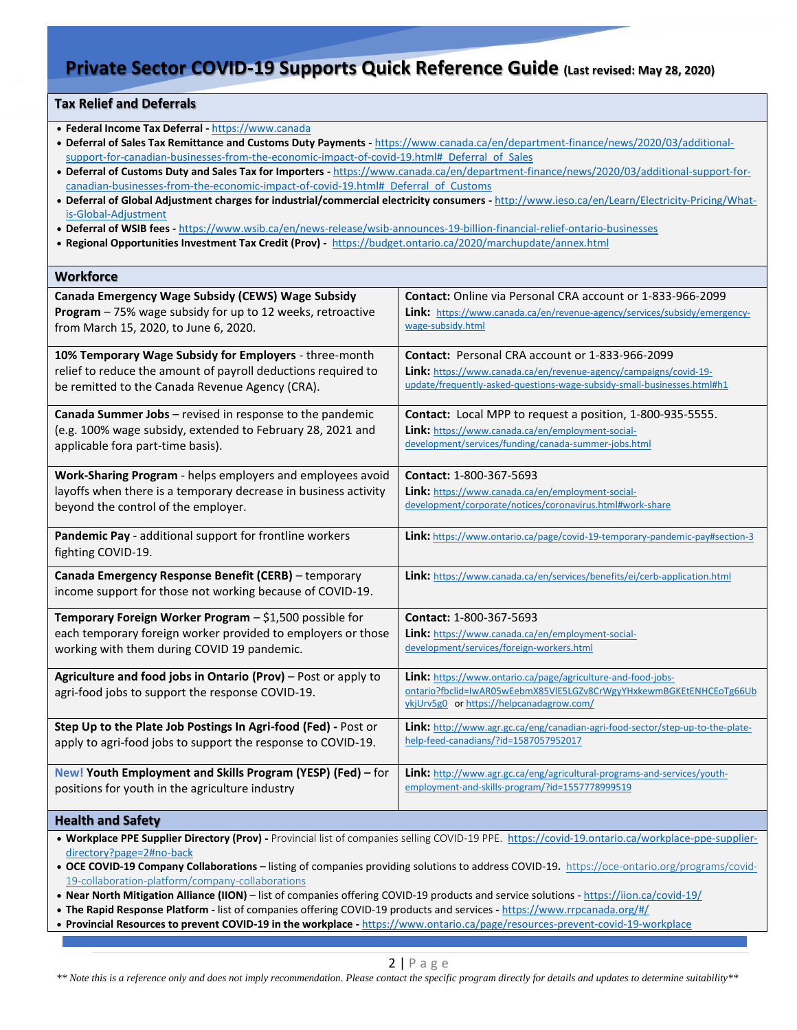# Private Sector COVID-19 Supports Quick Reference Guide (Last revised: May 28, 2020)

## Tax Relief and Deferrals

- **Federal Income Tax Deferral -** https://www.canada
- **Deferral of Sales Tax Remittance and Customs Duty Payments -** https://www.canada.ca/en/department-finance/news/2020/03/additional-support-for-canadian-businesses-from-the-economic-impact-of-covid-19.html#_Deferral_of_Sales
- **Deferral of Customs Duty and Sales Tax for Importers -** https://www.canada.ca/en/department-finance/news/2020/03/additional-support-for-canadian-businesses-from-the-economic-impact-of-covid-19.html#_Deferral_of_Customs
- **Deferral of Global Adjustment charges for industrial/commercial electricity consumers -** http://www.ieso.ca/en/Learn/Electricity-Pricing/What-is-Global-Adjustment
- **Deferral of WSIB fees -** https://www.wsib.ca/en/news-release/wsib-announces-19-billion-financial-relief-ontario-businesses
- **Regional Opportunities Investment Tax Credit (Prov) -** https://budget.ontario.ca/2020/marchupdate/annex.html

## Workforce

| Program | Contact / Link |
|---|---|
| **Canada Emergency Wage Subsidy (CEWS) Wage Subsidy Program** – 75% wage subsidy for up to 12 weeks, retroactive from March 15, 2020, to June 6, 2020. | **Contact:** Online via Personal CRA account or 1-833-966-2099<br>**Link:** https://www.canada.ca/en/revenue-agency/services/subsidy/emergency-wage-subsidy.html |
| **10% Temporary Wage Subsidy for Employers** - three-month relief to reduce the amount of payroll deductions required to be remitted to the Canada Revenue Agency (CRA). | **Contact:** Personal CRA account or 1-833-966-2099<br>**Link:** https://www.canada.ca/en/revenue-agency/campaigns/covid-19-update/frequently-asked-questions-wage-subsidy-small-businesses.html#h1 |
| **Canada Summer Jobs** – revised in response to the pandemic (e.g. 100% wage subsidy, extended to February 28, 2021 and applicable fora part-time basis). | **Contact:** Local MPP to request a position, 1-800-935-5555.<br>**Link:** https://www.canada.ca/en/employment-social-development/services/funding/canada-summer-jobs.html |
| **Work-Sharing Program** - helps employers and employees avoid layoffs when there is a temporary decrease in business activity beyond the control of the employer. | **Contact:** 1-800-367-5693<br>**Link:** https://www.canada.ca/en/employment-social-development/corporate/notices/coronavirus.html#work-share |
| **Pandemic Pay** - additional support for frontline workers fighting COVID-19. | **Link:** https://www.ontario.ca/page/covid-19-temporary-pandemic-pay#section-3 |
| **Canada Emergency Response Benefit (CERB)** – temporary income support for those not working because of COVID-19. | **Link:** https://www.canada.ca/en/services/benefits/ei/cerb-application.html |
| **Temporary Foreign Worker Program** – $1,500 possible for each temporary foreign worker provided to employers or those working with them during COVID 19 pandemic. | **Contact:** 1-800-367-5693<br>**Link:** https://www.canada.ca/en/employment-social-development/services/foreign-workers.html |
| **Agriculture and food jobs in Ontario (Prov)** – Post or apply to agri-food jobs to support the response COVID-19. | **Link:** https://www.ontario.ca/page/agriculture-and-food-jobs-ontario?fbclid=IwAR05wEebmX85VlE5LGZv8CrWgyYHxkewmBGKEtENHCEoTg66UbykjUrv5g0 or https://helpcanadagrow.com/ |
| **Step Up to the Plate Job Postings In Agri-food (Fed)** - Post or apply to agri-food jobs to support the response to COVID-19. | **Link:** http://www.agr.gc.ca/eng/canadian-agri-food-sector/step-up-to-the-plate-help-feed-canadians/?id=1587057952017 |
| New! **Youth Employment and Skills Program (YESP) (Fed)** – for positions for youth in the agriculture industry | **Link:** http://www.agr.gc.ca/eng/agricultural-programs-and-services/youth-employment-and-skills-program/?id=1557778999519 |

## Health and Safety

- **Workplace PPE Supplier Directory (Prov) -** Provincial list of companies selling COVID-19 PPE. https://covid-19.ontario.ca/workplace-ppe-supplier-directory?page=2#no-back
- **OCE COVID-19 Company Collaborations –** listing of companies providing solutions to address COVID-19. https://oce-ontario.org/programs/covid-19-collaboration-platform/company-collaborations
- **Near North Mitigation Alliance (IION)** – list of companies offering COVID-19 products and service solutions - https://iion.ca/covid-19/
- **The Rapid Response Platform -** list of companies offering COVID-19 products and services - https://www.rrpcanada.org/#/
- **Provincial Resources to prevent COVID-19 in the workplace -** https://www.ontario.ca/page/resources-prevent-covid-19-workplace

*** Note this is a reference only and does not imply recommendation. Please contact the specific program directly for details and updates to determine suitability***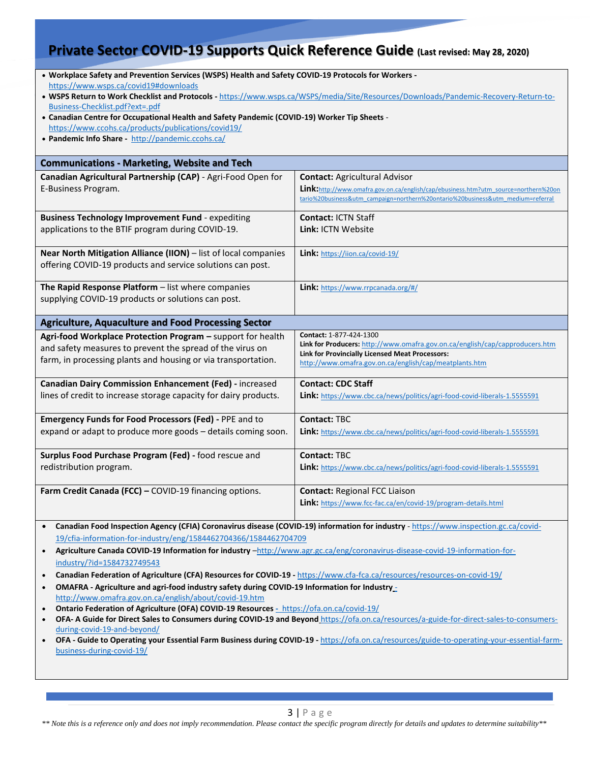# Private Sector COVID-19 Supports Quick Reference Guide (Last revised: May 28, 2020)

- **Workplace Safety and Prevention Services (WSPS) Health and Safety COVID-19 Protocols for Workers -** https://www.wsps.ca/covid19#downloads
- **WSPS Return to Work Checklist and Protocols -** https://www.wsps.ca/WSPS/media/Site/Resources/Downloads/Pandemic-Recovery-Return-to-Business-Checklist.pdf?ext=.pdf
- **Canadian Centre for Occupational Health and Safety Pandemic (COVID-19) Worker Tip Sheets** - https://www.ccohs.ca/products/publications/covid19/
- **Pandemic Info Share -** http://pandemic.ccohs.ca/

## Communications - Marketing, Website and Tech

| Program | Contact / Link |
|---|---|
| **Canadian Agricultural Partnership (CAP)** - Agri-Food Open for E-Business Program. | **Contact:** Agricultural Advisor<br>**Link:** http://www.omafra.gov.on.ca/english/cap/ebusiness.htm?utm_source=northern%20ontario%20business&utm_campaign=northern%20ontario%20business&utm_medium=referral |
| **Business Technology Improvement Fund** - expediting applications to the BTIF program during COVID-19. | **Contact:** ICTN Staff<br>**Link:** ICTN Website |
| **Near North Mitigation Alliance (IION)** – list of local companies offering COVID-19 products and service solutions can post. | **Link:** https://iion.ca/covid-19/ |
| **The Rapid Response Platform** – list where companies supplying COVID-19 products or solutions can post. | **Link:** https://www.rrpcanada.org/#/ |

## Agriculture, Aquaculture and Food Processing Sector

| Program | Contact / Link |
|---|---|
| **Agri-food Workplace Protection Program –** support for health and safety measures to prevent the spread of the virus on farm, in processing plants and housing or via transportation. | **Contact:** 1-877-424-1300<br>**Link for Producers:** http://www.omafra.gov.on.ca/english/cap/capproducers.htm<br>**Link for Provincially Licensed Meat Processors:** http://www.omafra.gov.on.ca/english/cap/meatplants.htm |
| **Canadian Dairy Commission Enhancement (Fed) -** increased lines of credit to increase storage capacity for dairy products. | **Contact: CDC Staff**<br>**Link:** https://www.cbc.ca/news/politics/agri-food-covid-liberals-1.5555591 |
| **Emergency Funds for Food Processors (Fed) -** PPE and to expand or adapt to produce more goods – details coming soon. | **Contact:** TBC<br>**Link:** https://www.cbc.ca/news/politics/agri-food-covid-liberals-1.5555591 |
| **Surplus Food Purchase Program (Fed) -** food rescue and redistribution program. | **Contact:** TBC<br>**Link:** https://www.cbc.ca/news/politics/agri-food-covid-liberals-1.5555591 |
| **Farm Credit Canada (FCC) –** COVID-19 financing options. | **Contact:** Regional FCC Liaison<br>**Link:** https://www.fcc-fac.ca/en/covid-19/program-details.html |

- **Canadian Food Inspection Agency (CFIA) Coronavirus disease (COVID-19) information for industry** - https://www.inspection.gc.ca/covid-19/cfia-information-for-industry/eng/1584462704366/1584462704709
- **Agriculture Canada COVID-19 Information for industry** –http://www.agr.gc.ca/eng/coronavirus-disease-covid-19-information-for-industry/?id=1584732749543
- **Canadian Federation of Agriculture (CFA) Resources for COVID-19 -** https://www.cfa-fca.ca/resources/resources-on-covid-19/
- **OMAFRA - Agriculture and agri-food industry safety during COVID-19 Information for Industry** - http://www.omafra.gov.on.ca/english/about/covid-19.htm
- **Ontario Federation of Agriculture (OFA) COVID-19 Resources** - https://ofa.on.ca/covid-19/
- **OFA- A Guide for Direct Sales to Consumers during COVID-19 and Beyond** https://ofa.on.ca/resources/a-guide-for-direct-sales-to-consumers-during-covid-19-and-beyond/
- **OFA - Guide to Operating your Essential Farm Business during COVID-19 -** https://ofa.on.ca/resources/guide-to-operating-your-essential-farm-business-during-covid-19/

*** Note this is a reference only and does not imply recommendation. Please contact the specific program directly for details and updates to determine suitability***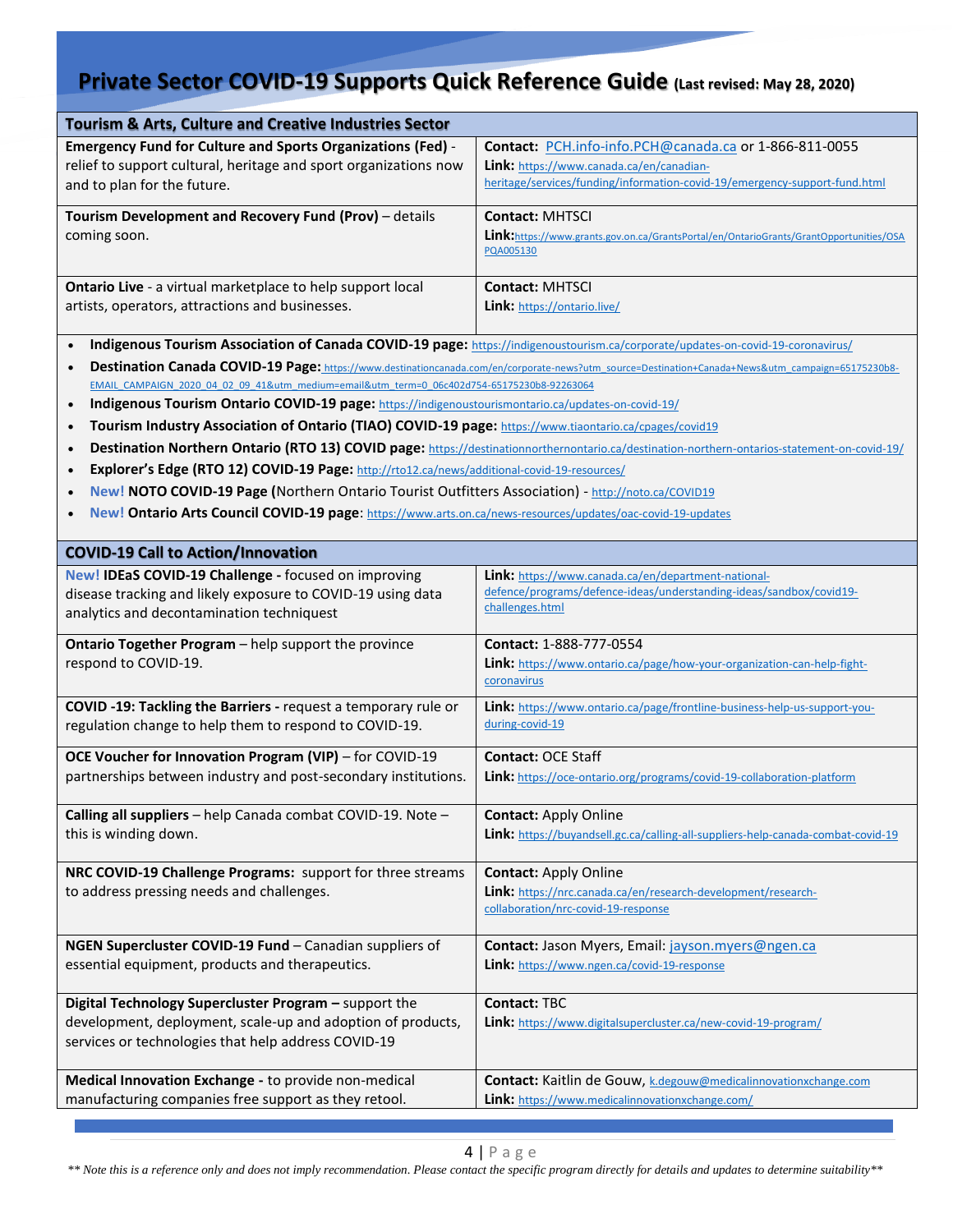# Private Sector COVID-19 Supports Quick Reference Guide (Last revised: May 28, 2020)

| Tourism & Arts, Culture and Creative Industries Sector | |
|---|---|
| **Emergency Fund for Culture and Sports Organizations (Fed)** - relief to support cultural, heritage and sport organizations now and to plan for the future. | **Contact:** PCH.info-info.PCH@canada.ca or 1-866-811-0055<br>**Link:** https://www.canada.ca/en/canadian-heritage/services/funding/information-covid-19/emergency-support-fund.html |
| **Tourism Development and Recovery Fund (Prov)** – details coming soon. | **Contact:** MHTSCI<br>**Link:** https://www.grants.gov.on.ca/GrantsPortal/en/OntarioGrants/GrantOpportunities/OSAPQA005130 |
| **Ontario Live** - a virtual marketplace to help support local artists, operators, attractions and businesses. | **Contact:** MHTSCI<br>**Link:** https://ontario.live/ |

- **Indigenous Tourism Association of Canada COVID-19 page:** https://indigenoustourism.ca/corporate/updates-on-covid-19-coronavirus/
- **Destination Canada COVID-19 Page:** https://www.destinationcanada.com/en/corporate-news?utm_source=Destination+Canada+News&utm_campaign=65175230b8-EMAIL_CAMPAIGN_2020_04_02_09_41&utm_medium=email&utm_term=0_06c402d754-65175230b8-92263064
- **Indigenous Tourism Ontario COVID-19 page:** https://indigenoustourismontario.ca/updates-on-covid-19/
- **Tourism Industry Association of Ontario (TIAO) COVID-19 page:** https://www.tiaontario.ca/cpages/covid19
- **Destination Northern Ontario (RTO 13) COVID page:** https://destinationnorthernontario.ca/destination-northern-ontarios-statement-on-covid-19/
- **Explorer's Edge (RTO 12) COVID-19 Page:** http://rto12.ca/news/additional-covid-19-resources/
- **New! NOTO COVID-19 Page (**Northern Ontario Tourist Outfitters Association) - http://noto.ca/COVID19
- **New! Ontario Arts Council COVID-19 page**: https://www.arts.on.ca/news-resources/updates/oac-covid-19-updates

| COVID-19 Call to Action/Innovation | |
|---|---|
| **New! IDEaS COVID-19 Challenge -** focused on improving disease tracking and likely exposure to COVID-19 using data analytics and decontamination techniquest | **Link:** https://www.canada.ca/en/department-national-defence/programs/defence-ideas/understanding-ideas/sandbox/covid19-challenges.html |
| **Ontario Together Program** – help support the province respond to COVID-19. | **Contact:** 1-888-777-0554<br>**Link:** https://www.ontario.ca/page/how-your-organization-can-help-fight-coronavirus |
| **COVID -19: Tackling the Barriers -** request a temporary rule or regulation change to help them to respond to COVID-19. | **Link:** https://www.ontario.ca/page/frontline-business-help-us-support-you-during-covid-19 |
| **OCE Voucher for Innovation Program (VIP)** – for COVID-19 partnerships between industry and post-secondary institutions. | **Contact:** OCE Staff<br>**Link:** https://oce-ontario.org/programs/covid-19-collaboration-platform |
| **Calling all suppliers** – help Canada combat COVID-19. Note – this is winding down. | **Contact:** Apply Online<br>**Link:** https://buyandsell.gc.ca/calling-all-suppliers-help-canada-combat-covid-19 |
| **NRC COVID-19 Challenge Programs:** support for three streams to address pressing needs and challenges. | **Contact:** Apply Online<br>**Link:** https://nrc.canada.ca/en/research-development/research-collaboration/nrc-covid-19-response |
| **NGEN Supercluster COVID-19 Fund** – Canadian suppliers of essential equipment, products and therapeutics. | **Contact:** Jason Myers, Email: jayson.myers@ngen.ca<br>**Link:** https://www.ngen.ca/covid-19-response |
| **Digital Technology Supercluster Program –** support the development, deployment, scale-up and adoption of products, services or technologies that help address COVID-19 | **Contact:** TBC<br>**Link:** https://www.digitalsupercluster.ca/new-covid-19-program/ |
| **Medical Innovation Exchange -** to provide non-medical manufacturing companies free support as they retool. | **Contact:** Kaitlin de Gouw, k.degouw@medicalinnovationxchange.com<br>**Link:** https://www.medicalinnovationxchange.com/ |

*** Note this is a reference only and does not imply recommendation. Please contact the specific program directly for details and updates to determine suitability***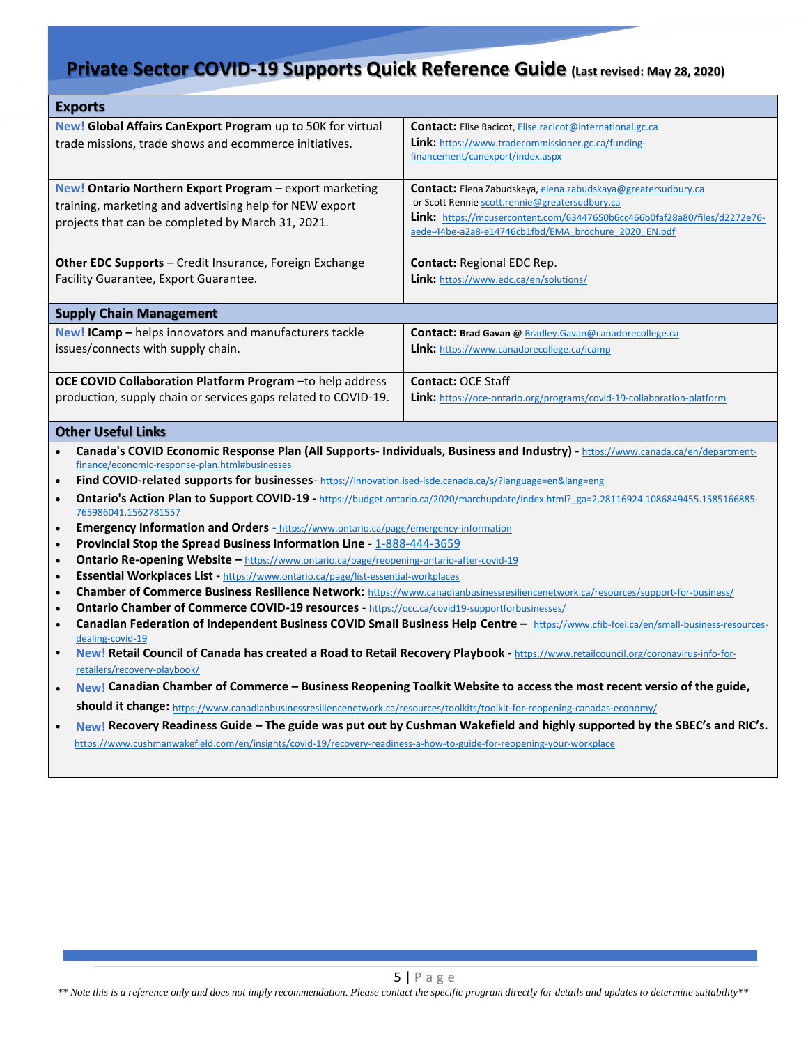# Private Sector COVID-19 Supports Quick Reference Guide (Last revised: May 28, 2020)

| Exports | |
|---|---|
| **New! Global Affairs CanExport Program** up to 50K for virtual trade missions, trade shows and ecommerce initiatives. | **Contact:** Elise Racicot, Elise.racicot@international.gc.ca<br>**Link:** https://www.tradecommissioner.gc.ca/funding-financement/canexport/index.aspx |
| **New! Ontario Northern Export Program** – export marketing training, marketing and advertising help for NEW export projects that can be completed by March 31, 2021. | **Contact:** Elena Zabudskaya, elena.zabudskaya@greatersudbury.ca or Scott Rennie scott.rennie@greatersudbury.ca<br>**Link:** https://mcusercontent.com/63447650b6cc466b0faf28a80/files/d2272e76-aede-44be-a2a8-e14746cb1fbd/EMA_brochure_2020_EN.pdf |
| **Other EDC Supports** – Credit Insurance, Foreign Exchange Facility Guarantee, Export Guarantee. | **Contact:** Regional EDC Rep.<br>**Link:** https://www.edc.ca/en/solutions/ |
| **Supply Chain Management** | |
| **New! ICamp –** helps innovators and manufacturers tackle issues/connects with supply chain. | **Contact:** **Brad Gavan** @ Bradley.Gavan@canadorecollege.ca<br>**Link:** https://www.canadorecollege.ca/icamp |
| **OCE COVID Collaboration Platform Program** –to help address production, supply chain or services gaps related to COVID-19. | **Contact:** OCE Staff<br>**Link:** https://oce-ontario.org/programs/covid-19-collaboration-platform |

## Other Useful Links

- **Canada's COVID Economic Response Plan (All Supports- Individuals, Business and Industry) -** https://www.canada.ca/en/department-finance/economic-response-plan.html#businesses
- **Find COVID-related supports for businesses**- https://innovation.ised-isde.canada.ca/s/?language=en&lang=eng
- **Ontario's Action Plan to Support COVID-19 -** https://budget.ontario.ca/2020/marchupdate/index.html?_ga=2.28116924.1086849455.1585166885-765986041.1562781557
- **Emergency Information and Orders** - https://www.ontario.ca/page/emergency-information
- **Provincial Stop the Spread Business Information Line** - 1-888-444-3659
- **Ontario Re-opening Website –** https://www.ontario.ca/page/reopening-ontario-after-covid-19
- **Essential Workplaces List -** https://www.ontario.ca/page/list-essential-workplaces
- **Chamber of Commerce Business Resilience Network:** https://www.canadianbusinessresiliencenetwork.ca/resources/support-for-business/
- **Ontario Chamber of Commerce COVID-19 resources** - https://occ.ca/covid19-supportforbusinesses/
- **Canadian Federation of Independent Business COVID Small Business Help Centre –** https://www.cfib-fcei.ca/en/small-business-resources-dealing-covid-19
- **New! Retail Council of Canada has created a Road to Retail Recovery Playbook -** https://www.retailcouncil.org/coronavirus-info-for-retailers/recovery-playbook/
- **New! Canadian Chamber of Commerce – Business Reopening Toolkit Website to access the most recent versio of the guide, should it change:** https://www.canadianbusinessresiliencenetwork.ca/resources/toolkits/toolkit-for-reopening-canadas-economy/
- **New! Recovery Readiness Guide – The guide was put out by Cushman Wakefield and highly supported by the SBEC's and RIC's.** https://www.cushmanwakefield.com/en/insights/covid-19/recovery-readiness-a-how-to-guide-for-reopening-your-workplace

*** Note this is a reference only and does not imply recommendation. Please contact the specific program directly for details and updates to determine suitability***